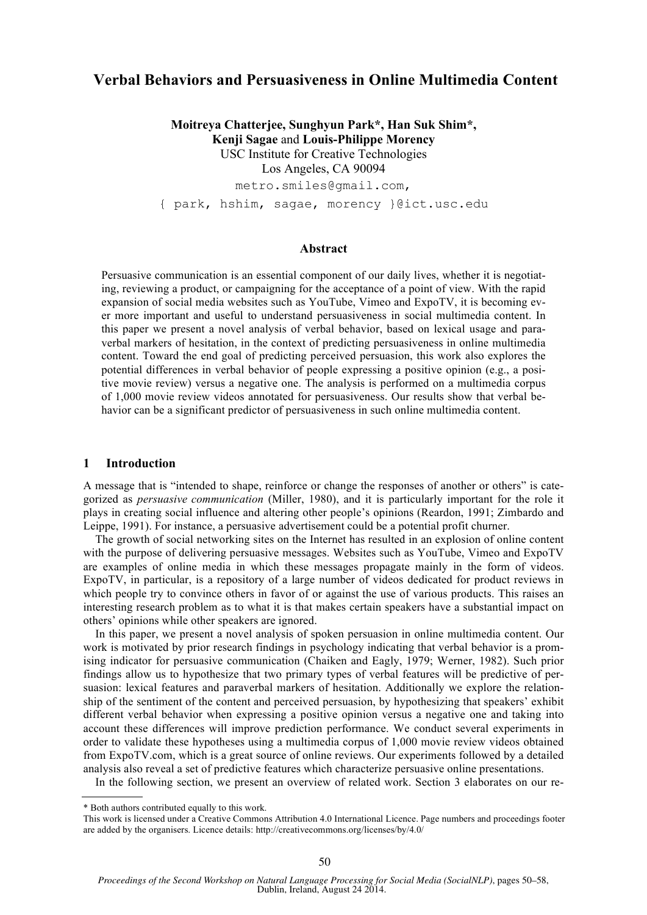# Verbal Behaviors and Persuasiveness in Online Multimedia Content

**Moitreya Chatterjee, Sunghyun Park*, Han Suk Shim*, Kenji Sagae** and **Louis-Philippe Morency**
USC Institute for Creative Technologies
Los Angeles, CA 90094
metro.smiles@gmail.com,
{ park, hshim, sagae, morency }@ict.usc.edu

## Abstract

Persuasive communication is an essential component of our daily lives, whether it is negotiating, reviewing a product, or campaigning for the acceptance of a point of view. With the rapid expansion of social media websites such as YouTube, Vimeo and ExpoTV, it is becoming ever more important and useful to understand persuasiveness in social multimedia content. In this paper we present a novel analysis of verbal behavior, based on lexical usage and paraverbal markers of hesitation, in the context of predicting persuasiveness in online multimedia content. Toward the end goal of predicting perceived persuasion, this work also explores the potential differences in verbal behavior of people expressing a positive opinion (e.g., a positive movie review) versus a negative one. The analysis is performed on a multimedia corpus of 1,000 movie review videos annotated for persuasiveness. Our results show that verbal behavior can be a significant predictor of persuasiveness in such online multimedia content.

## 1 Introduction

A message that is "intended to shape, reinforce or change the responses of another or others" is categorized as *persuasive communication* (Miller, 1980), and it is particularly important for the role it plays in creating social influence and altering other people's opinions (Reardon, 1991; Zimbardo and Leippe, 1991). For instance, a persuasive advertisement could be a potential profit churner.

The growth of social networking sites on the Internet has resulted in an explosion of online content with the purpose of delivering persuasive messages. Websites such as YouTube, Vimeo and ExpoTV are examples of online media in which these messages propagate mainly in the form of videos. ExpoTV, in particular, is a repository of a large number of videos dedicated for product reviews in which people try to convince others in favor of or against the use of various products. This raises an interesting research problem as to what it is that makes certain speakers have a substantial impact on others' opinions while other speakers are ignored.

In this paper, we present a novel analysis of spoken persuasion in online multimedia content. Our work is motivated by prior research findings in psychology indicating that verbal behavior is a promising indicator for persuasive communication (Chaiken and Eagly, 1979; Werner, 1982). Such prior findings allow us to hypothesize that two primary types of verbal features will be predictive of persuasion: lexical features and paraverbal markers of hesitation. Additionally we explore the relationship of the sentiment of the content and perceived persuasion, by hypothesizing that speakers' exhibit different verbal behavior when expressing a positive opinion versus a negative one and taking into account these differences will improve prediction performance. We conduct several experiments in order to validate these hypotheses using a multimedia corpus of 1,000 movie review videos obtained from ExpoTV.com, which is a great source of online reviews. Our experiments followed by a detailed analysis also reveal a set of predictive features which characterize persuasive online presentations.

In the following section, we present an overview of related work. Section 3 elaborates on our re-

---

* Both authors contributed equally to this work.
This work is licensed under a Creative Commons Attribution 4.0 International Licence. Page numbers and proceedings footer are added by the organisers. Licence details: http://creativecommons.org/licenses/by/4.0/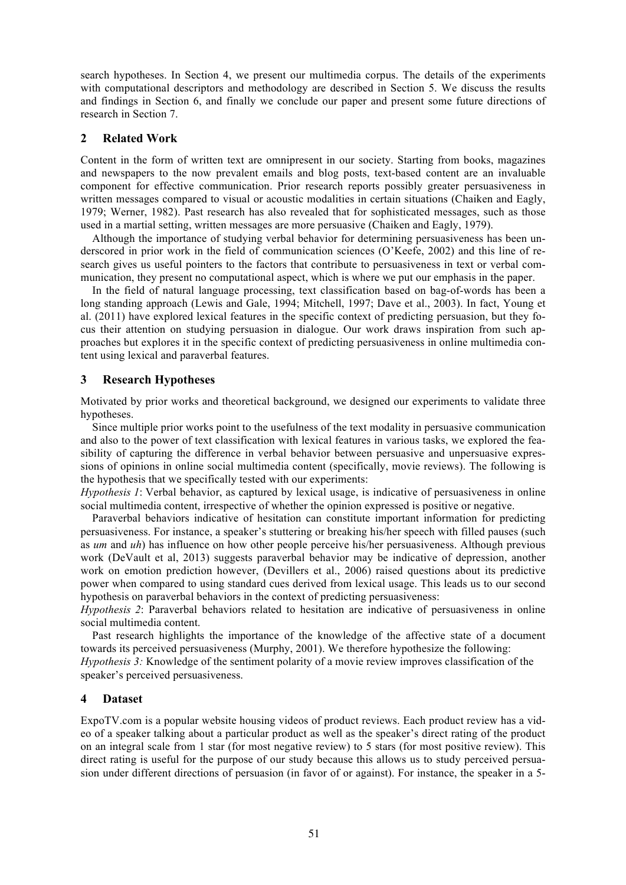search hypotheses. In Section 4, we present our multimedia corpus. The details of the experiments with computational descriptors and methodology are described in Section 5. We discuss the results and findings in Section 6, and finally we conclude our paper and present some future directions of research in Section 7.

## 2 Related Work

Content in the form of written text are omnipresent in our society. Starting from books, magazines and newspapers to the now prevalent emails and blog posts, text-based content are an invaluable component for effective communication. Prior research reports possibly greater persuasiveness in written messages compared to visual or acoustic modalities in certain situations (Chaiken and Eagly, 1979; Werner, 1982). Past research has also revealed that for sophisticated messages, such as those used in a martial setting, written messages are more persuasive (Chaiken and Eagly, 1979).

Although the importance of studying verbal behavior for determining persuasiveness has been underscored in prior work in the field of communication sciences (O'Keefe, 2002) and this line of research gives us useful pointers to the factors that contribute to persuasiveness in text or verbal communication, they present no computational aspect, which is where we put our emphasis in the paper.

In the field of natural language processing, text classification based on bag-of-words has been a long standing approach (Lewis and Gale, 1994; Mitchell, 1997; Dave et al., 2003). In fact, Young et al. (2011) have explored lexical features in the specific context of predicting persuasion, but they focus their attention on studying persuasion in dialogue. Our work draws inspiration from such approaches but explores it in the specific context of predicting persuasiveness in online multimedia content using lexical and paraverbal features.

## 3 Research Hypotheses

Motivated by prior works and theoretical background, we designed our experiments to validate three hypotheses.

Since multiple prior works point to the usefulness of the text modality in persuasive communication and also to the power of text classification with lexical features in various tasks, we explored the feasibility of capturing the difference in verbal behavior between persuasive and unpersuasive expressions of opinions in online social multimedia content (specifically, movie reviews). The following is the hypothesis that we specifically tested with our experiments:

*Hypothesis 1*: Verbal behavior, as captured by lexical usage, is indicative of persuasiveness in online social multimedia content, irrespective of whether the opinion expressed is positive or negative.

Paraverbal behaviors indicative of hesitation can constitute important information for predicting persuasiveness. For instance, a speaker's stuttering or breaking his/her speech with filled pauses (such as *um* and *uh*) has influence on how other people perceive his/her persuasiveness. Although previous work (DeVault et al, 2013) suggests paraverbal behavior may be indicative of depression, another work on emotion prediction however, (Devillers et al., 2006) raised questions about its predictive power when compared to using standard cues derived from lexical usage. This leads us to our second hypothesis on paraverbal behaviors in the context of predicting persuasiveness:

*Hypothesis 2*: Paraverbal behaviors related to hesitation are indicative of persuasiveness in online social multimedia content.

Past research highlights the importance of the knowledge of the affective state of a document towards its perceived persuasiveness (Murphy, 2001). We therefore hypothesize the following:

*Hypothesis 3:* Knowledge of the sentiment polarity of a movie review improves classification of the speaker's perceived persuasiveness.

## 4 Dataset

ExpoTV.com is a popular website housing videos of product reviews. Each product review has a video of a speaker talking about a particular product as well as the speaker's direct rating of the product on an integral scale from 1 star (for most negative review) to 5 stars (for most positive review). This direct rating is useful for the purpose of our study because this allows us to study perceived persuasion under different directions of persuasion (in favor of or against). For instance, the speaker in a 5-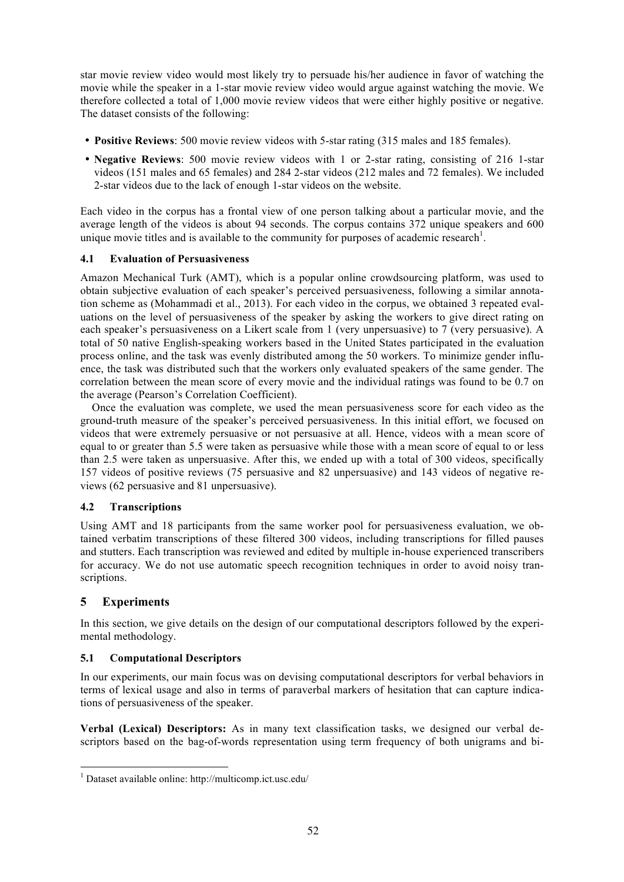star movie review video would most likely try to persuade his/her audience in favor of watching the movie while the speaker in a 1-star movie review video would argue against watching the movie. We therefore collected a total of 1,000 movie review videos that were either highly positive or negative. The dataset consists of the following:

- **Positive Reviews**: 500 movie review videos with 5-star rating (315 males and 185 females).
- **Negative Reviews**: 500 movie review videos with 1 or 2-star rating, consisting of 216 1-star videos (151 males and 65 females) and 284 2-star videos (212 males and 72 females). We included 2-star videos due to the lack of enough 1-star videos on the website.

Each video in the corpus has a frontal view of one person talking about a particular movie, and the average length of the videos is about 94 seconds. The corpus contains 372 unique speakers and 600 unique movie titles and is available to the community for purposes of academic research[1].

### 4.1 Evaluation of Persuasiveness

Amazon Mechanical Turk (AMT), which is a popular online crowdsourcing platform, was used to obtain subjective evaluation of each speaker's perceived persuasiveness, following a similar annotation scheme as (Mohammadi et al., 2013). For each video in the corpus, we obtained 3 repeated evaluations on the level of persuasiveness of the speaker by asking the workers to give direct rating on each speaker's persuasiveness on a Likert scale from 1 (very unpersuasive) to 7 (very persuasive). A total of 50 native English-speaking workers based in the United States participated in the evaluation process online, and the task was evenly distributed among the 50 workers. To minimize gender influence, the task was distributed such that the workers only evaluated speakers of the same gender. The correlation between the mean score of every movie and the individual ratings was found to be 0.7 on the average (Pearson's Correlation Coefficient).

Once the evaluation was complete, we used the mean persuasiveness score for each video as the ground-truth measure of the speaker's perceived persuasiveness. In this initial effort, we focused on videos that were extremely persuasive or not persuasive at all. Hence, videos with a mean score of equal to or greater than 5.5 were taken as persuasive while those with a mean score of equal to or less than 2.5 were taken as unpersuasive. After this, we ended up with a total of 300 videos, specifically 157 videos of positive reviews (75 persuasive and 82 unpersuasive) and 143 videos of negative reviews (62 persuasive and 81 unpersuasive).

### 4.2 Transcriptions

Using AMT and 18 participants from the same worker pool for persuasiveness evaluation, we obtained verbatim transcriptions of these filtered 300 videos, including transcriptions for filled pauses and stutters. Each transcription was reviewed and edited by multiple in-house experienced transcribers for accuracy. We do not use automatic speech recognition techniques in order to avoid noisy transcriptions.

## 5 Experiments

In this section, we give details on the design of our computational descriptors followed by the experimental methodology.

### 5.1 Computational Descriptors

In our experiments, our main focus was on devising computational descriptors for verbal behaviors in terms of lexical usage and also in terms of paraverbal markers of hesitation that can capture indications of persuasiveness of the speaker.

**Verbal (Lexical) Descriptors:** As in many text classification tasks, we designed our verbal descriptors based on the bag-of-words representation using term frequency of both unigrams and bi-

[1] Dataset available online: http://multicomp.ict.usc.edu/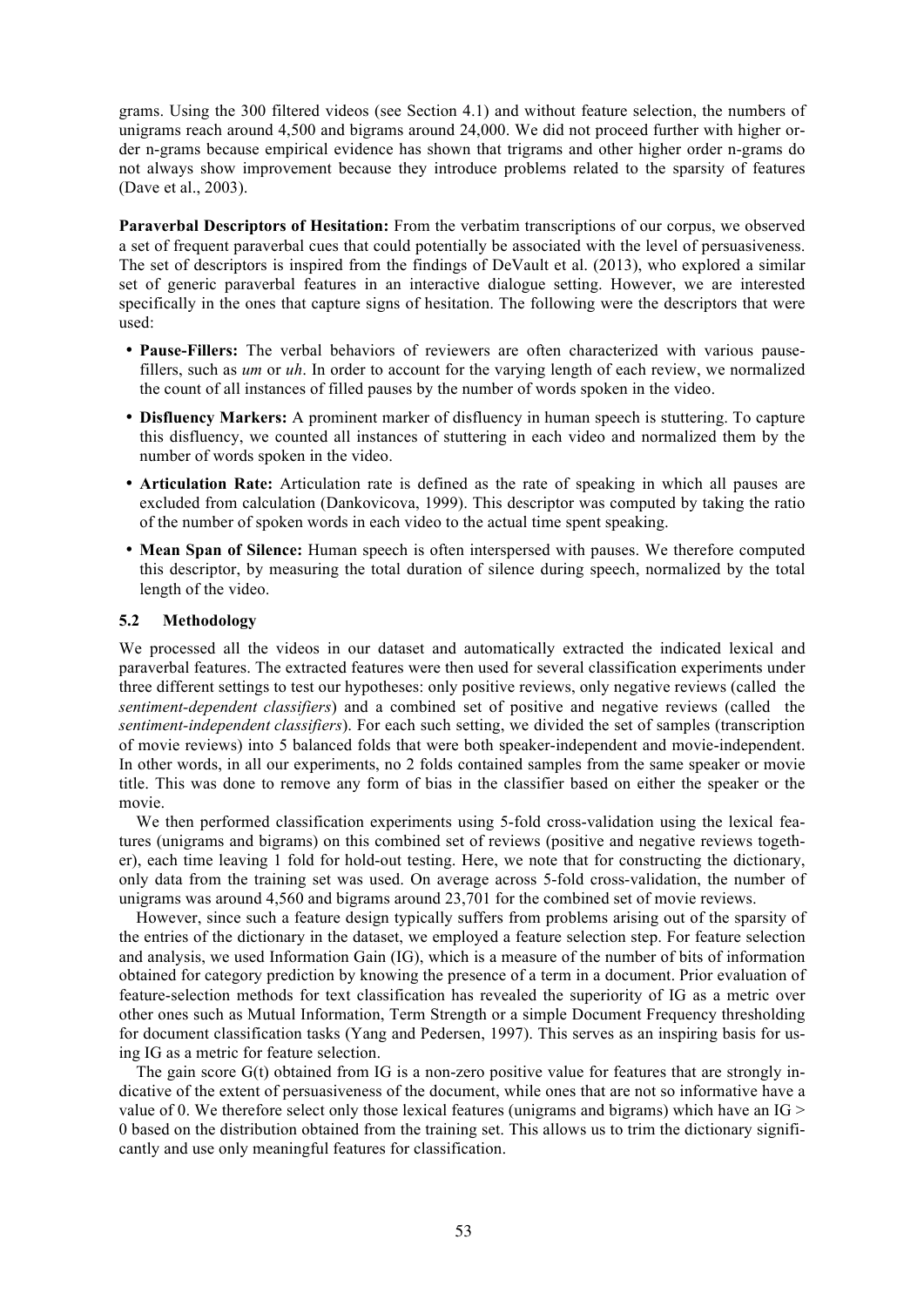grams. Using the 300 filtered videos (see Section 4.1) and without feature selection, the numbers of unigrams reach around 4,500 and bigrams around 24,000. We did not proceed further with higher order n-grams because empirical evidence has shown that trigrams and other higher order n-grams do not always show improvement because they introduce problems related to the sparsity of features (Dave et al., 2003).

**Paraverbal Descriptors of Hesitation:** From the verbatim transcriptions of our corpus, we observed a set of frequent paraverbal cues that could potentially be associated with the level of persuasiveness. The set of descriptors is inspired from the findings of DeVault et al. (2013), who explored a similar set of generic paraverbal features in an interactive dialogue setting. However, we are interested specifically in the ones that capture signs of hesitation. The following were the descriptors that were used:

- **Pause-Fillers:** The verbal behaviors of reviewers are often characterized with various pause-fillers, such as *um* or *uh*. In order to account for the varying length of each review, we normalized the count of all instances of filled pauses by the number of words spoken in the video.
- **Disfluency Markers:** A prominent marker of disfluency in human speech is stuttering. To capture this disfluency, we counted all instances of stuttering in each video and normalized them by the number of words spoken in the video.
- **Articulation Rate:** Articulation rate is defined as the rate of speaking in which all pauses are excluded from calculation (Dankovicova, 1999). This descriptor was computed by taking the ratio of the number of spoken words in each video to the actual time spent speaking.
- **Mean Span of Silence:** Human speech is often interspersed with pauses. We therefore computed this descriptor, by measuring the total duration of silence during speech, normalized by the total length of the video.

### 5.2 Methodology

We processed all the videos in our dataset and automatically extracted the indicated lexical and paraverbal features. The extracted features were then used for several classification experiments under three different settings to test our hypotheses: only positive reviews, only negative reviews (called the *sentiment-dependent classifiers*) and a combined set of positive and negative reviews (called the *sentiment-independent classifiers*). For each such setting, we divided the set of samples (transcription of movie reviews) into 5 balanced folds that were both speaker-independent and movie-independent. In other words, in all our experiments, no 2 folds contained samples from the same speaker or movie title. This was done to remove any form of bias in the classifier based on either the speaker or the movie.

We then performed classification experiments using 5-fold cross-validation using the lexical features (unigrams and bigrams) on this combined set of reviews (positive and negative reviews together), each time leaving 1 fold for hold-out testing. Here, we note that for constructing the dictionary, only data from the training set was used. On average across 5-fold cross-validation, the number of unigrams was around 4,560 and bigrams around 23,701 for the combined set of movie reviews.

However, since such a feature design typically suffers from problems arising out of the sparsity of the entries of the dictionary in the dataset, we employed a feature selection step. For feature selection and analysis, we used Information Gain (IG), which is a measure of the number of bits of information obtained for category prediction by knowing the presence of a term in a document. Prior evaluation of feature-selection methods for text classification has revealed the superiority of IG as a metric over other ones such as Mutual Information, Term Strength or a simple Document Frequency thresholding for document classification tasks (Yang and Pedersen, 1997). This serves as an inspiring basis for using IG as a metric for feature selection.

The gain score $G(t)$ obtained from IG is a non-zero positive value for features that are strongly indicative of the extent of persuasiveness of the document, while ones that are not so informative have a value of 0. We therefore select only those lexical features (unigrams and bigrams) which have an IG $> 0$ based on the distribution obtained from the training set. This allows us to trim the dictionary significantly and use only meaningful features for classification.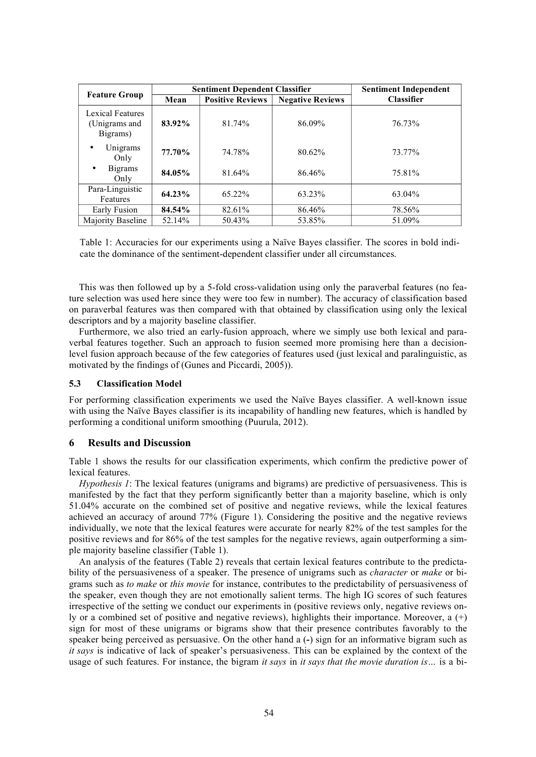| Feature Group | Sentiment Dependent Classifier | | | Sentiment Independent Classifier |
|---|---|---|---|---|
| | Mean | Positive Reviews | Negative Reviews | |
| Lexical Features (Unigrams and Bigrams) | **83.92%** | 81.74% | 86.09% | 76.73% |
| • Unigrams Only | **77.70%** | 74.78% | 80.62% | 73.77% |
| • Bigrams Only | **84.05%** | 81.64% | 86.46% | 75.81% |
| Para-Linguistic Features | **64.23%** | 65.22% | 63.23% | 63.04% |
| Early Fusion | **84.54%** | 82.61% | 86.46% | 78.56% |
| Majority Baseline | 52.14% | 50.43% | 53.85% | 51.09% |

Table 1: Accuracies for our experiments using a Naïve Bayes classifier. The scores in bold indicate the dominance of the sentiment-dependent classifier under all circumstances.

This was then followed up by a 5-fold cross-validation using only the paraverbal features (no feature selection was used here since they were too few in number). The accuracy of classification based on paraverbal features was then compared with that obtained by classification using only the lexical descriptors and by a majority baseline classifier.

Furthermore, we also tried an early-fusion approach, where we simply use both lexical and paraverbal features together. Such an approach to fusion seemed more promising here than a decision-level fusion approach because of the few categories of features used (just lexical and paralinguistic, as motivated by the findings of (Gunes and Piccardi, 2005)).

### 5.3 Classification Model

For performing classification experiments we used the Naïve Bayes classifier. A well-known issue with using the Naïve Bayes classifier is its incapability of handling new features, which is handled by performing a conditional uniform smoothing (Puurula, 2012).

## 6 Results and Discussion

Table 1 shows the results for our classification experiments, which confirm the predictive power of lexical features.

*Hypothesis 1*: The lexical features (unigrams and bigrams) are predictive of persuasiveness. This is manifested by the fact that they perform significantly better than a majority baseline, which is only 51.04% accurate on the combined set of positive and negative reviews, while the lexical features achieved an accuracy of around 77% (Figure 1). Considering the positive and the negative reviews individually, we note that the lexical features were accurate for nearly 82% of the test samples for the positive reviews and for 86% of the test samples for the negative reviews, again outperforming a simple majority baseline classifier (Table 1).

An analysis of the features (Table 2) reveals that certain lexical features contribute to the predictability of the persuasiveness of a speaker. The presence of unigrams such as *character* or *make* or bigrams such as *to make* or *this movie* for instance, contributes to the predictability of persuasiveness of the speaker, even though they are not emotionally salient terms. The high IG scores of such features irrespective of the setting we conduct our experiments in (positive reviews only, negative reviews only or a combined set of positive and negative reviews), highlights their importance. Moreover, a (+) sign for most of these unigrams or bigrams show that their presence contributes favorably to the speaker being perceived as persuasive. On the other hand a (**-**) sign for an informative bigram such as *it says* is indicative of lack of speaker's persuasiveness. This can be explained by the context of the usage of such features. For instance, the bigram *it says* in *it says that the movie duration is…* is a bi-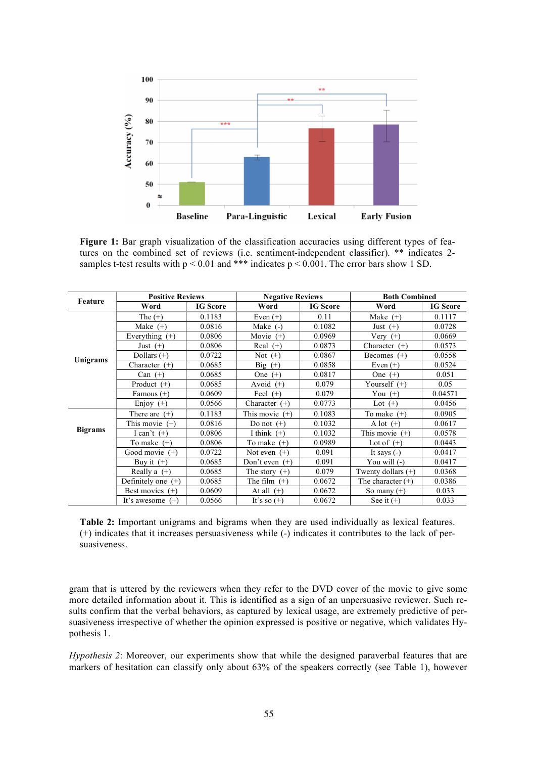**Figure 1:** Bar graph visualization of the classification accuracies using different types of features on the combined set of reviews (i.e. sentiment-independent classifier). ** indicates 2-samples t-test results with $p < 0.01$ and *** indicates $p < 0.001$. The error bars show 1 SD.

| Feature | Positive Reviews | | Negative Reviews | | Both Combined | |
|---|---|---|---|---|---|---|
| | Word | IG Score | Word | IG Score | Word | IG Score |
| Unigrams | The (+) | 0.1183 | Even (+) | 0.11 | Make (+) | 0.1117 |
| | Make (+) | 0.0816 | Make (-) | 0.1082 | Just (+) | 0.0728 |
| | Everything (+) | 0.0806 | Movie (+) | 0.0969 | Very (+) | 0.0669 |
| | Just (+) | 0.0806 | Real (+) | 0.0873 | Character (+) | 0.0573 |
| | Dollars (+) | 0.0722 | Not (+) | 0.0867 | Becomes (+) | 0.0558 |
| | Character (+) | 0.0685 | Big (+) | 0.0858 | Even (+) | 0.0524 |
| | Can (+) | 0.0685 | One (+) | 0.0817 | One (+) | 0.051 |
| | Product (+) | 0.0685 | Avoid (+) | 0.079 | Yourself (+) | 0.05 |
| | Famous (+) | 0.0609 | Feel (+) | 0.079 | You (+) | 0.04571 |
| | Enjoy (+) | 0.0566 | Character (+) | 0.0773 | Lot (+) | 0.0456 |
| Bigrams | There are (+) | 0.1183 | This movie (+) | 0.1083 | To make (+) | 0.0905 |
| | This movie (+) | 0.0816 | Do not (+) | 0.1032 | A lot (+) | 0.0617 |
| | I can't (+) | 0.0806 | I think (+) | 0.1032 | This movie (+) | 0.0578 |
| | To make (+) | 0.0806 | To make (+) | 0.0989 | Lot of (+) | 0.0443 |
| | Good movie (+) | 0.0722 | Not even (+) | 0.091 | It says (-) | 0.0417 |
| | Buy it (+) | 0.0685 | Don't even (+) | 0.091 | You will (-) | 0.0417 |
| | Really a (+) | 0.0685 | The story (+) | 0.079 | Twenty dollars (+) | 0.0368 |
| | Definitely one (+) | 0.0685 | The film (+) | 0.0672 | The character (+) | 0.0386 |
| | Best movies (+) | 0.0609 | At all (+) | 0.0672 | So many (+) | 0.033 |
| | It's awesome (+) | 0.0566 | It's so (+) | 0.0672 | See it (+) | 0.033 |

**Table 2:** Important unigrams and bigrams when they are used individually as lexical features. (+) indicates that it increases persuasiveness while (-) indicates it contributes to the lack of persuasiveness.

gram that is uttered by the reviewers when they refer to the DVD cover of the movie to give some more detailed information about it. This is identified as a sign of an unpersuasive reviewer. Such results confirm that the verbal behaviors, as captured by lexical usage, are extremely predictive of persuasiveness irrespective of whether the opinion expressed is positive or negative, which validates Hypothesis 1.

*Hypothesis 2*: Moreover, our experiments show that while the designed paraverbal features that are markers of hesitation can classify only about 63% of the speakers correctly (see Table 1), however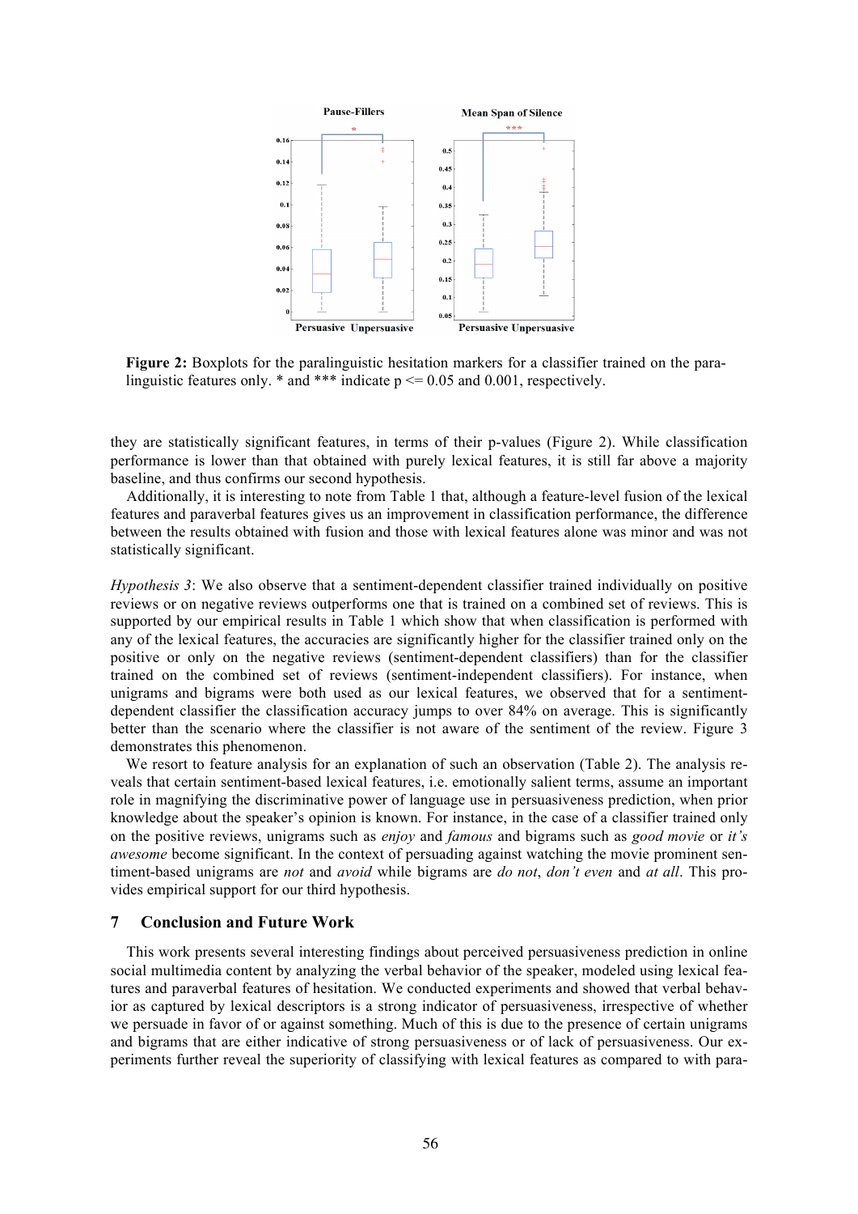**Figure 2:** Boxplots for the paralinguistic hesitation markers for a classifier trained on the paralinguistic features only. * and *** indicate p <= 0.05 and 0.001, respectively.

they are statistically significant features, in terms of their p-values (Figure 2). While classification performance is lower than that obtained with purely lexical features, it is still far above a majority baseline, and thus confirms our second hypothesis.

Additionally, it is interesting to note from Table 1 that, although a feature-level fusion of the lexical features and paraverbal features gives us an improvement in classification performance, the difference between the results obtained with fusion and those with lexical features alone was minor and was not statistically significant.

*Hypothesis 3*: We also observe that a sentiment-dependent classifier trained individually on positive reviews or on negative reviews outperforms one that is trained on a combined set of reviews. This is supported by our empirical results in Table 1 which show that when classification is performed with any of the lexical features, the accuracies are significantly higher for the classifier trained only on the positive or only on the negative reviews (sentiment-dependent classifiers) than for the classifier trained on the combined set of reviews (sentiment-independent classifiers). For instance, when unigrams and bigrams were both used as our lexical features, we observed that for a sentiment-dependent classifier the classification accuracy jumps to over 84% on average. This is significantly better than the scenario where the classifier is not aware of the sentiment of the review. Figure 3 demonstrates this phenomenon.

We resort to feature analysis for an explanation of such an observation (Table 2). The analysis reveals that certain sentiment-based lexical features, i.e. emotionally salient terms, assume an important role in magnifying the discriminative power of language use in persuasiveness prediction, when prior knowledge about the speaker's opinion is known. For instance, in the case of a classifier trained only on the positive reviews, unigrams such as *enjoy* and *famous* and bigrams such as *good movie* or *it's awesome* become significant. In the context of persuading against watching the movie prominent sentiment-based unigrams are *not* and *avoid* while bigrams are *do not*, *don't even* and *at all*. This provides empirical support for our third hypothesis.

## 7 Conclusion and Future Work

This work presents several interesting findings about perceived persuasiveness prediction in online social multimedia content by analyzing the verbal behavior of the speaker, modeled using lexical features and paraverbal features of hesitation. We conducted experiments and showed that verbal behavior as captured by lexical descriptors is a strong indicator of persuasiveness, irrespective of whether we persuade in favor of or against something. Much of this is due to the presence of certain unigrams and bigrams that are either indicative of strong persuasiveness or of lack of persuasiveness. Our experiments further reveal the superiority of classifying with lexical features as compared to with para-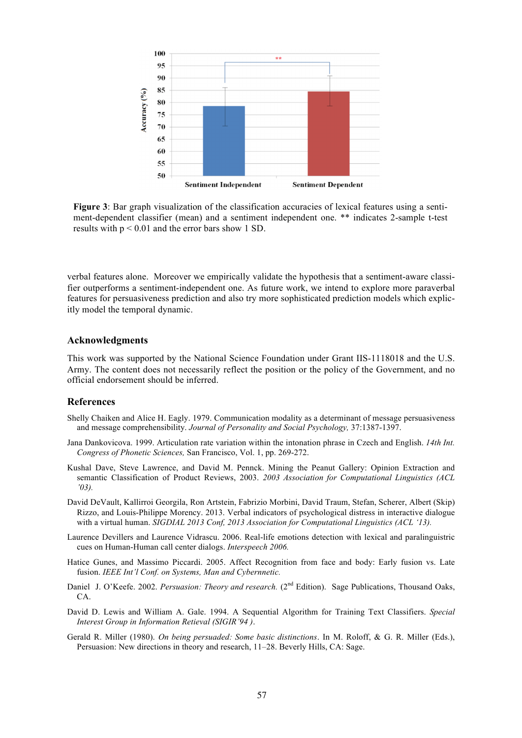**Figure 3**: Bar graph visualization of the classification accuracies of lexical features using a sentiment-dependent classifier (mean) and a sentiment independent one. ** indicates 2-sample t-test results with $p < 0.01$ and the error bars show 1 SD.

verbal features alone. Moreover we empirically validate the hypothesis that a sentiment-aware classifier outperforms a sentiment-independent one. As future work, we intend to explore more paraverbal features for persuasiveness prediction and also try more sophisticated prediction models which explicitly model the temporal dynamic.

## Acknowledgments

This work was supported by the National Science Foundation under Grant IIS-1118018 and the U.S. Army. The content does not necessarily reflect the position or the policy of the Government, and no official endorsement should be inferred.

## References

Shelly Chaiken and Alice H. Eagly. 1979. Communication modality as a determinant of message persuasiveness and message comprehensibility. *Journal of Personality and Social Psychology,* 37:1387-1397.

Jana Dankovicova. 1999. Articulation rate variation within the intonation phrase in Czech and English. *14th Int. Congress of Phonetic Sciences,* San Francisco, Vol. 1, pp. 269-272.

Kushal Dave, Steve Lawrence, and David M. Pennck. Mining the Peanut Gallery: Opinion Extraction and semantic Classification of Product Reviews, 2003. *2003 Association for Computational Linguistics (ACL '03).*

David DeVault, Kallirroi Georgila, Ron Artstein, Fabrizio Morbini, David Traum, Stefan, Scherer, Albert (Skip) Rizzo, and Louis-Philippe Morency. 2013. Verbal indicators of psychological distress in interactive dialogue with a virtual human. *SIGDIAL 2013 Conf, 2013 Association for Computational Linguistics (ACL '13).*

Laurence Devillers and Laurence Vidrascu. 2006. Real-life emotions detection with lexical and paralinguistric cues on Human-Human call center dialogs. *Interspeech 2006.*

Hatice Gunes, and Massimo Piccardi. 2005. Affect Recognition from face and body: Early fusion vs. Late fusion. *IEEE Int'l Conf. on Systems, Man and Cybernetic.*

Daniel J. O'Keefe. 2002. *Persuasion: Theory and research.* (2nd Edition). Sage Publications, Thousand Oaks, CA.

David D. Lewis and William A. Gale. 1994. A Sequential Algorithm for Training Text Classifiers. *Special Interest Group in Information Retrieval (SIGIR'94 ).*

Gerald R. Miller (1980). *On being persuaded: Some basic distinctions*. In M. Roloff, & G. R. Miller (Eds.), Persuasion: New directions in theory and research, 11–28. Beverly Hills, CA: Sage.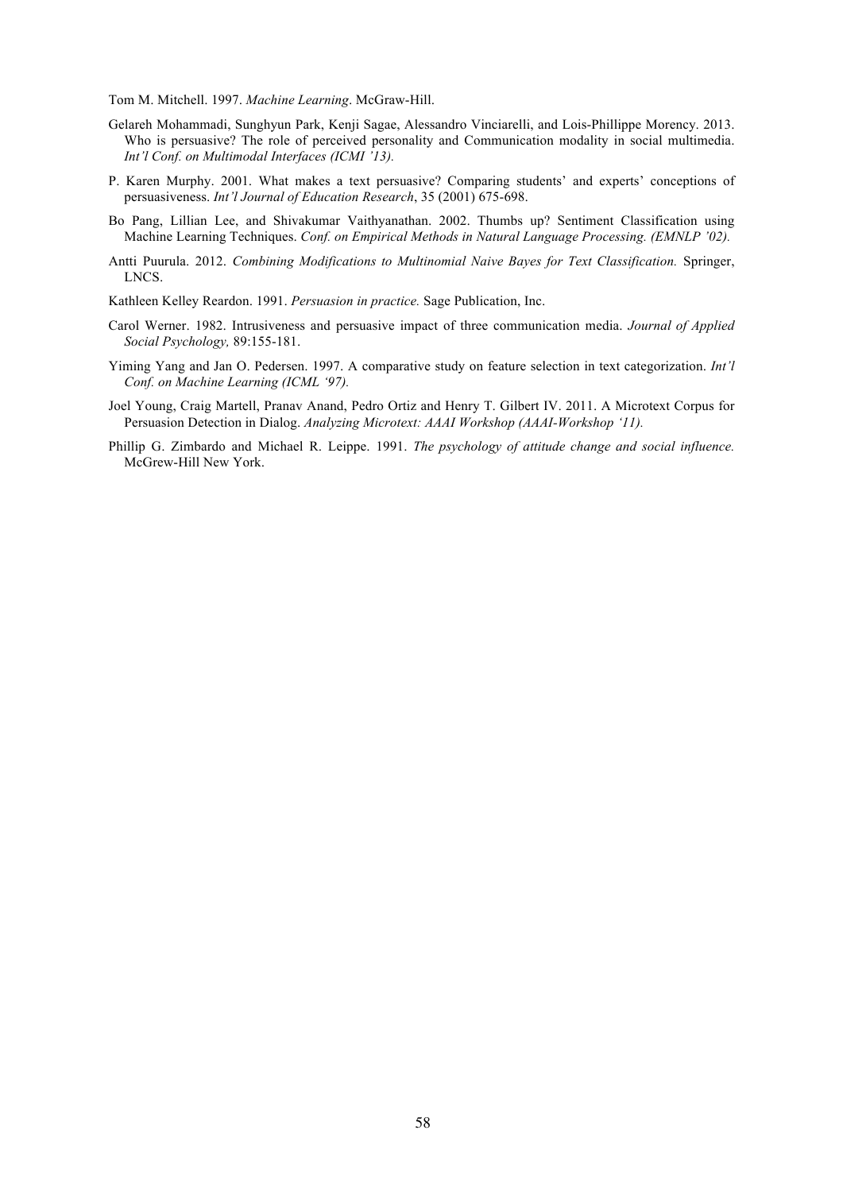Tom M. Mitchell. 1997. *Machine Learning*. McGraw-Hill.

Gelareh Mohammadi, Sunghyun Park, Kenji Sagae, Alessandro Vinciarelli, and Lois-Phillippe Morency. 2013. Who is persuasive? The role of perceived personality and Communication modality in social multimedia. *Int'l Conf. on Multimodal Interfaces (ICMI '13).*

P. Karen Murphy. 2001. What makes a text persuasive? Comparing students' and experts' conceptions of persuasiveness. *Int'l Journal of Education Research*, 35 (2001) 675-698.

Bo Pang, Lillian Lee, and Shivakumar Vaithyanathan. 2002. Thumbs up? Sentiment Classification using Machine Learning Techniques. *Conf. on Empirical Methods in Natural Language Processing. (EMNLP '02).*

Antti Puurula. 2012. *Combining Modifications to Multinomial Naive Bayes for Text Classification.* Springer, LNCS.

Kathleen Kelley Reardon. 1991. *Persuasion in practice.* Sage Publication, Inc.

Carol Werner. 1982. Intrusiveness and persuasive impact of three communication media. *Journal of Applied Social Psychology,* 89:155-181.

Yiming Yang and Jan O. Pedersen. 1997. A comparative study on feature selection in text categorization. *Int'l Conf. on Machine Learning (ICML '97).*

Joel Young, Craig Martell, Pranav Anand, Pedro Ortiz and Henry T. Gilbert IV. 2011. A Microtext Corpus for Persuasion Detection in Dialog. *Analyzing Microtext: AAAI Workshop (AAAI-Workshop '11).*

Phillip G. Zimbardo and Michael R. Leippe. 1991. *The psychology of attitude change and social influence.* McGrew-Hill New York.